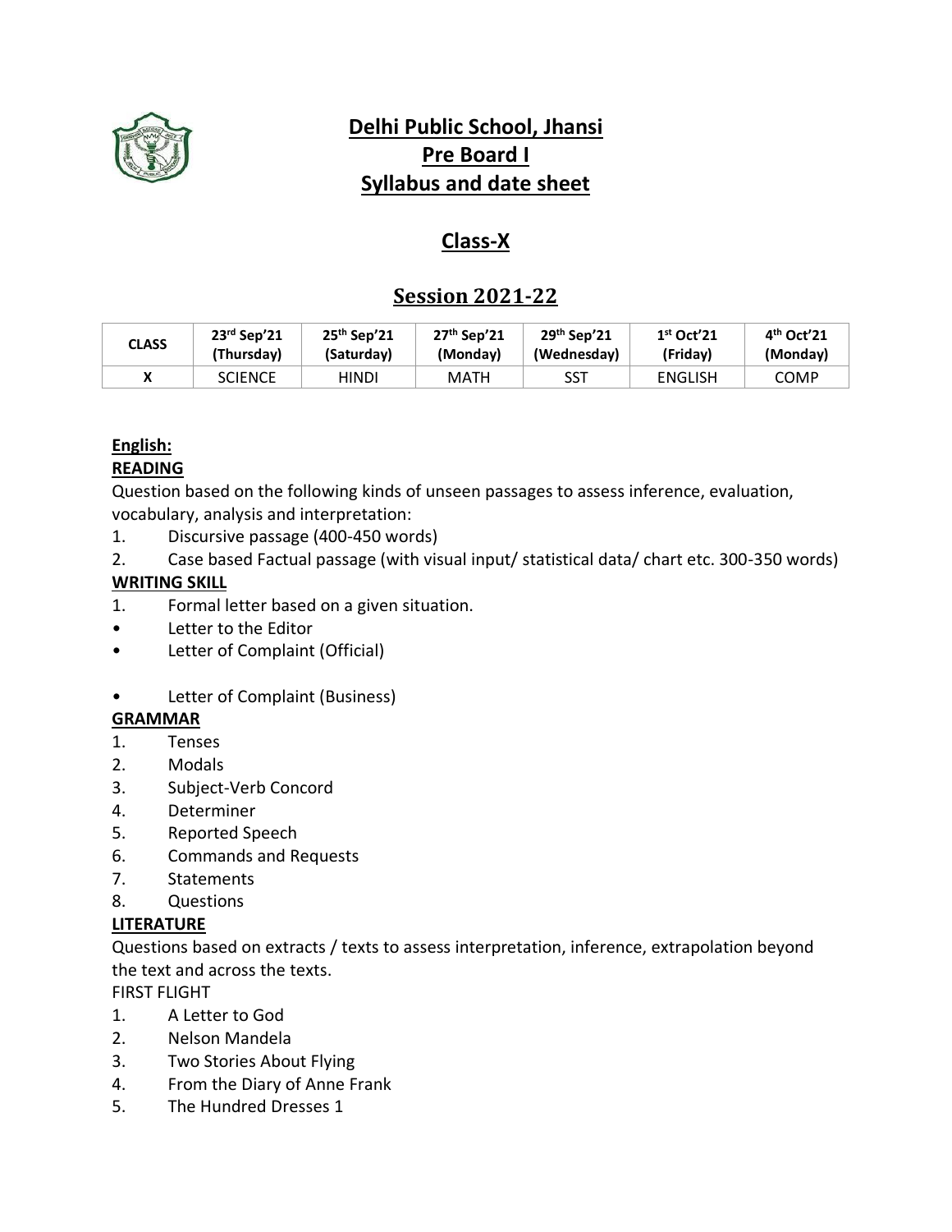# Delhi Public School, Jhansi

## Pre Board I

## Syllabus and date sheet

## Class-X

## Session 2021-22

| CLASS | 23rd Sep'21 (Thursday) | 25th Sep'21 (Saturday) | 27th Sep'21 (Monday) | 29th Sep'21 (Wednesday) | 1st Oct'21 (Friday) | 4th Oct'21 (Monday) |
|---|---|---|---|---|---|---|
| X | SCIENCE | HINDI | MATH | SST | ENGLISH | COMP |

**English:**

**READING**

Question based on the following kinds of unseen passages to assess inference, evaluation, vocabulary, analysis and interpretation:

1. Discursive passage (400-450 words)
2. Case based Factual passage (with visual input/ statistical data/ chart etc. 300-350 words)

**WRITING SKILL**

1. Formal letter based on a given situation.

- Letter to the Editor
- Letter of Complaint (Official)
- Letter of Complaint (Business)

**GRAMMAR**

1. Tenses
2. Modals
3. Subject-Verb Concord
4. Determiner
5. Reported Speech
6. Commands and Requests
7. Statements
8. Questions

**LITERATURE**

Questions based on extracts / texts to assess interpretation, inference, extrapolation beyond the text and across the texts.

FIRST FLIGHT

1. A Letter to God
2. Nelson Mandela
3. Two Stories About Flying
4. From the Diary of Anne Frank
5. The Hundred Dresses 1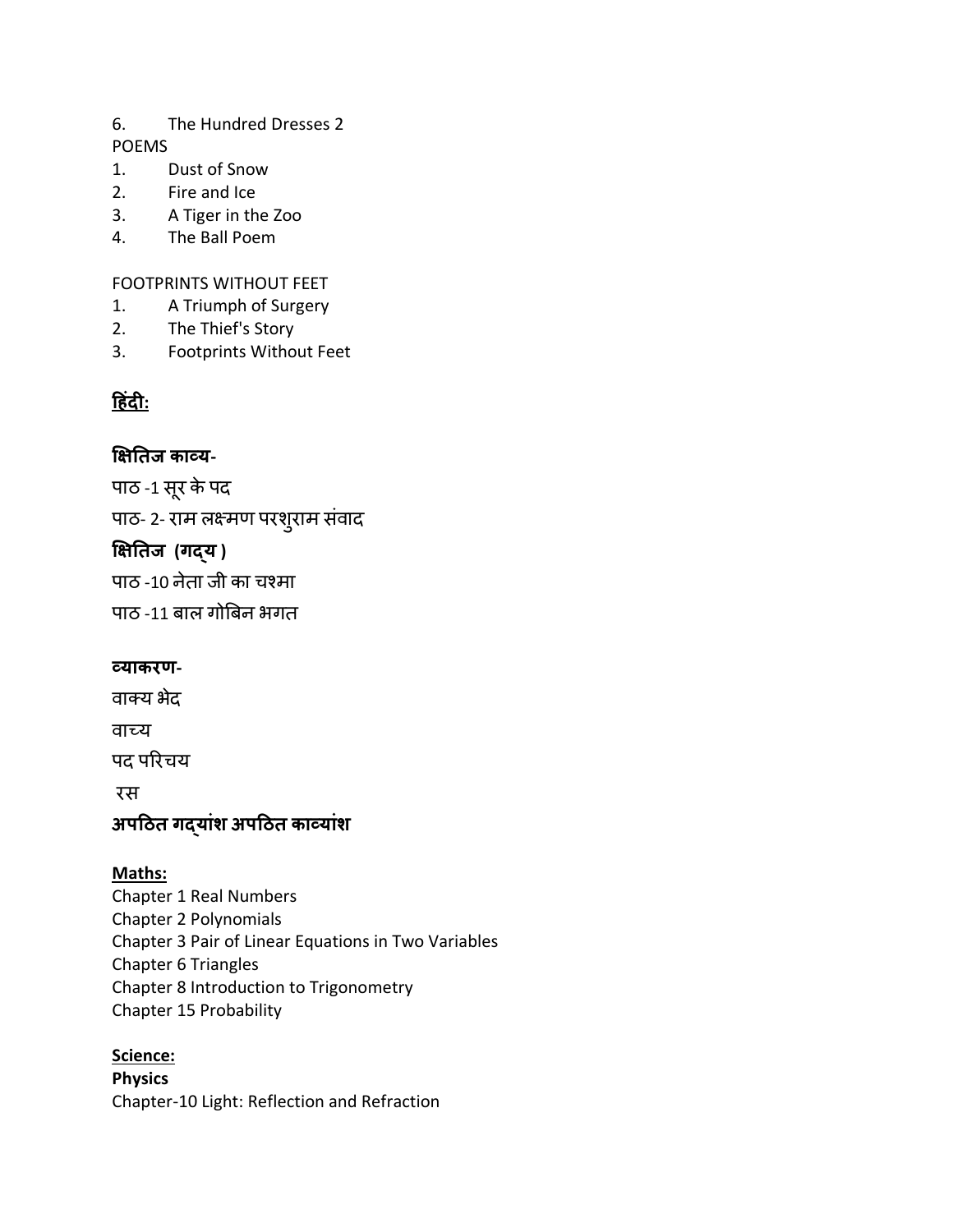6. The Hundred Dresses 2

POEMS

1. Dust of Snow
2. Fire and Ice
3. A Tiger in the Zoo
4. The Ball Poem

FOOTPRINTS WITHOUT FEET

1. A Triumph of Surgery
2. The Thief's Story
3. Footprints Without Feet

## <u>हिंदी:</u>

### क्षितिज काव्य-

पाठ -1 सूर के पद

पाठ- 2- राम लक्ष्मण परशुराम संवाद

### क्षितिज (गद्य )

पाठ -10 नेता जी का चश्मा

पाठ -11 बाल गोबिन भगत

### व्याकरण-

वाक्य भेद

वाच्य

पद परिचय

रस

### अपठित गद्यांश अपठित काव्यांश

## <u>Maths:</u>

Chapter 1 Real Numbers
Chapter 2 Polynomials
Chapter 3 Pair of Linear Equations in Two Variables
Chapter 6 Triangles
Chapter 8 Introduction to Trigonometry
Chapter 15 Probability

## <u>Science:</u>

**Physics**

Chapter-10 Light: Reflection and Refraction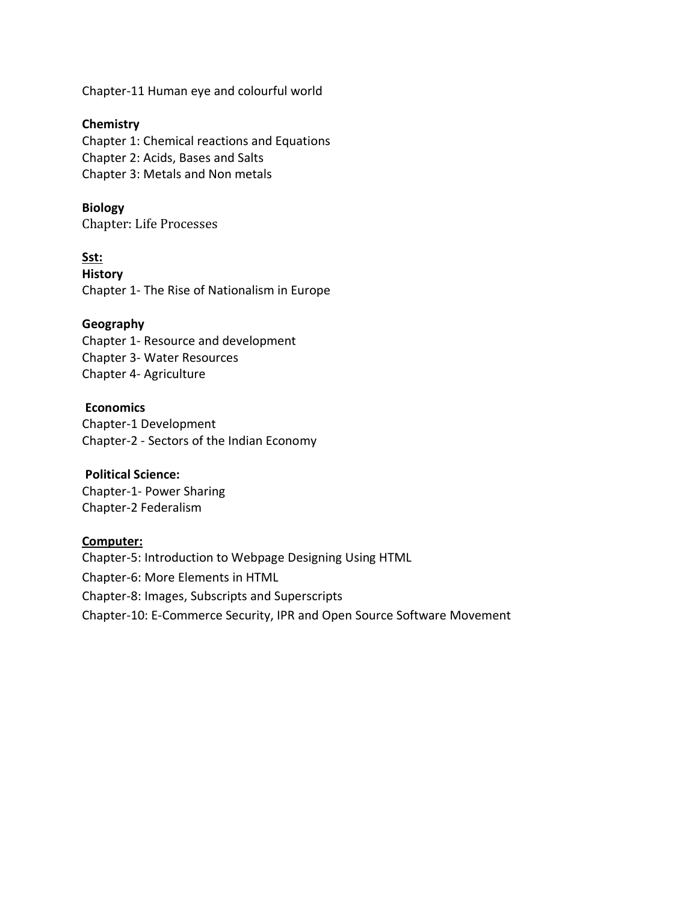Chapter-11 Human eye and colourful world

**Chemistry**
Chapter 1: Chemical reactions and Equations
Chapter 2: Acids, Bases and Salts
Chapter 3: Metals and Non metals

**Biology**
Chapter: Life Processes

**Sst:**

**History**
Chapter 1- The Rise of Nationalism in Europe

**Geography**
Chapter 1- Resource and development
Chapter 3- Water Resources
Chapter 4- Agriculture

**Economics**
Chapter-1 Development
Chapter-2 - Sectors of the Indian Economy

**Political Science:**
Chapter-1- Power Sharing
Chapter-2 Federalism

**Computer:**
Chapter-5: Introduction to Webpage Designing Using HTML
Chapter-6: More Elements in HTML
Chapter-8: Images, Subscripts and Superscripts
Chapter-10: E-Commerce Security, IPR and Open Source Software Movement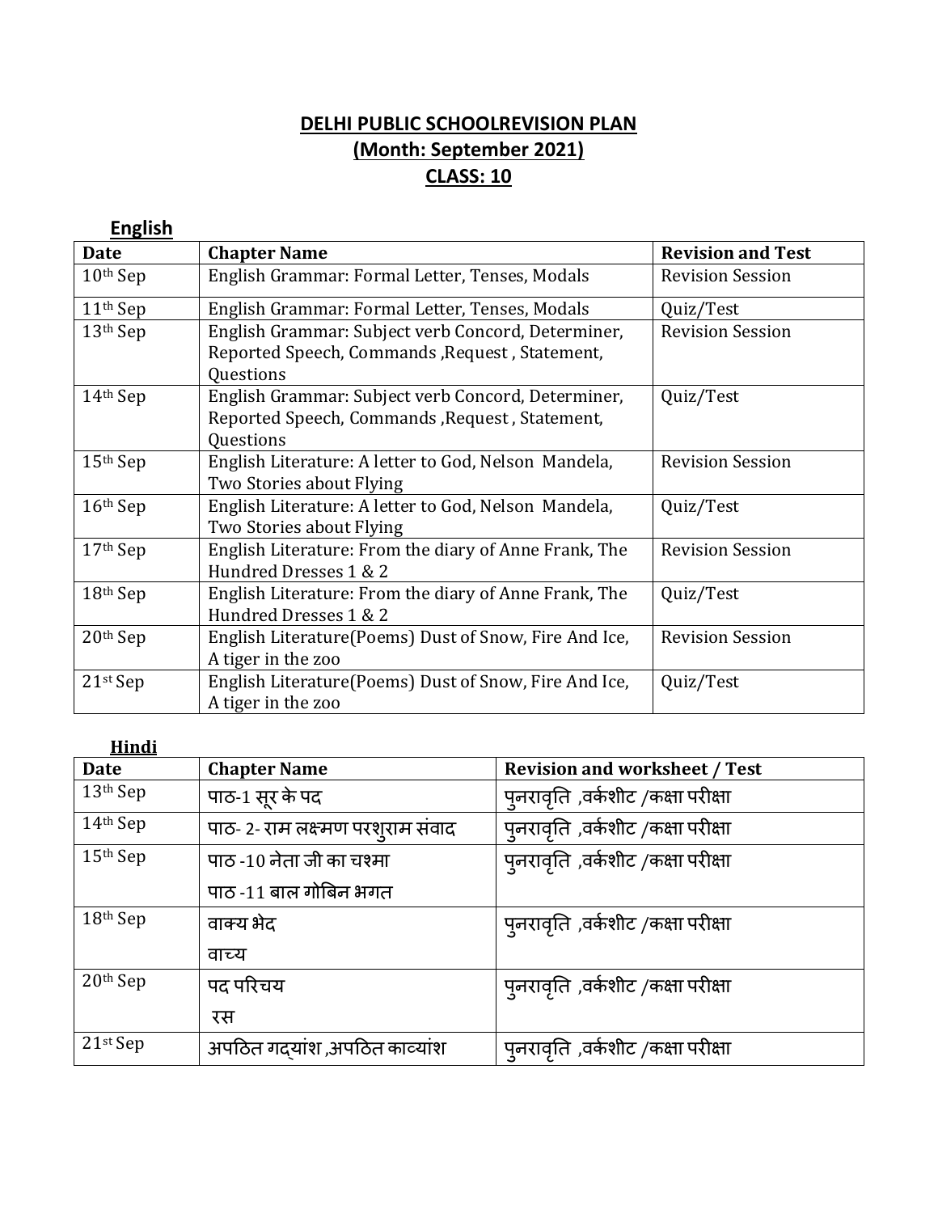# DELHI PUBLIC SCHOOLREVISION PLAN
## (Month: September 2021)
## CLASS: 10

### English

| Date | Chapter Name | Revision and Test |
|---|---|---|
| 10th Sep | English Grammar: Formal Letter, Tenses, Modals | Revision Session |
| 11th Sep | English Grammar: Formal Letter, Tenses, Modals | Quiz/Test |
| 13th Sep | English Grammar: Subject verb Concord, Determiner, Reported Speech, Commands ,Request , Statement, Questions | Revision Session |
| 14th Sep | English Grammar: Subject verb Concord, Determiner, Reported Speech, Commands ,Request , Statement, Questions | Quiz/Test |
| 15th Sep | English Literature: A letter to God, Nelson Mandela, Two Stories about Flying | Revision Session |
| 16th Sep | English Literature: A letter to God, Nelson Mandela, Two Stories about Flying | Quiz/Test |
| 17th Sep | English Literature: From the diary of Anne Frank, The Hundred Dresses 1 & 2 | Revision Session |
| 18th Sep | English Literature: From the diary of Anne Frank, The Hundred Dresses 1 & 2 | Quiz/Test |
| 20th Sep | English Literature(Poems) Dust of Snow, Fire And Ice, A tiger in the zoo | Revision Session |
| 21st Sep | English Literature(Poems) Dust of Snow, Fire And Ice, A tiger in the zoo | Quiz/Test |

### Hindi

| Date | Chapter Name | Revision and worksheet / Test |
|---|---|---|
| 13th Sep | पाठ-1 सूर के पद | पुनरावृति ,वर्कशीट /कक्षा परीक्षा |
| 14th Sep | पाठ- 2- राम लक्ष्मण परशुराम संवाद | पुनरावृति ,वर्कशीट /कक्षा परीक्षा |
| 15th Sep | पाठ -10 नेता जी का चश्मा<br>पाठ -11 बाल गोबिन भगत | पुनरावृति ,वर्कशीट /कक्षा परीक्षा |
| 18th Sep | वाक्य भेद<br>वाच्य | पुनरावृति ,वर्कशीट /कक्षा परीक्षा |
| 20th Sep | पद परिचय<br>रस | पुनरावृति ,वर्कशीट /कक्षा परीक्षा |
| 21st Sep | अपठित गद्यांश ,अपठित काव्यांश | पुनरावृति ,वर्कशीट /कक्षा परीक्षा |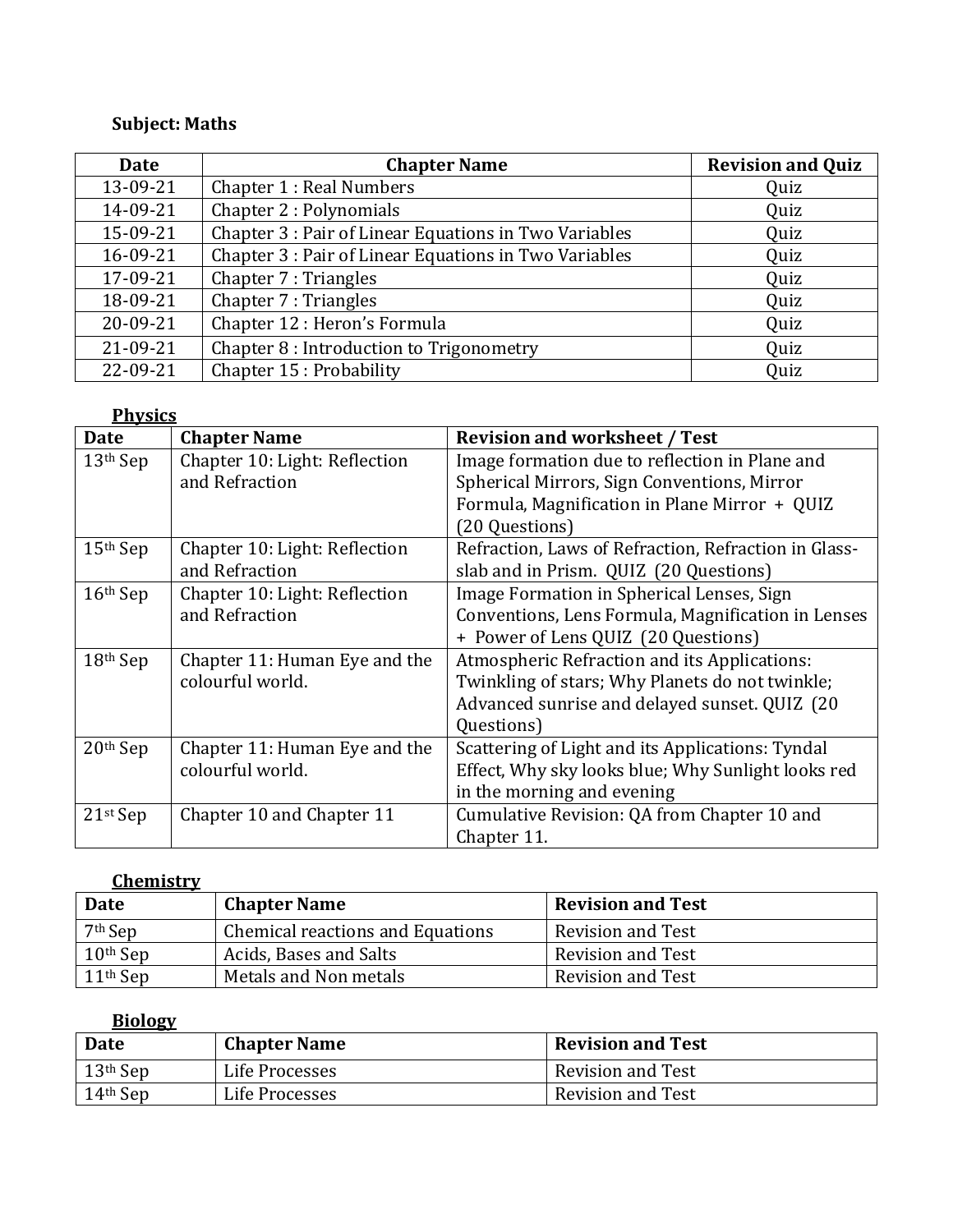**Subject: Maths**

| Date | Chapter Name | Revision and Quiz |
|---|---|---|
| 13-09-21 | Chapter 1 : Real Numbers | Quiz |
| 14-09-21 | Chapter 2 : Polynomials | Quiz |
| 15-09-21 | Chapter 3 : Pair of Linear Equations in Two Variables | Quiz |
| 16-09-21 | Chapter 3 : Pair of Linear Equations in Two Variables | Quiz |
| 17-09-21 | Chapter 7 : Triangles | Quiz |
| 18-09-21 | Chapter 7 : Triangles | Quiz |
| 20-09-21 | Chapter 12 : Heron's Formula | Quiz |
| 21-09-21 | Chapter 8 : Introduction to Trigonometry | Quiz |
| 22-09-21 | Chapter 15 : Probability | Quiz |

**Physics**

| Date | Chapter Name | Revision and worksheet / Test |
|---|---|---|
| 13th Sep | Chapter 10: Light: Reflection and Refraction | Image formation due to reflection in Plane and Spherical Mirrors, Sign Conventions, Mirror Formula, Magnification in Plane Mirror + QUIZ (20 Questions) |
| 15th Sep | Chapter 10: Light: Reflection and Refraction | Refraction, Laws of Refraction, Refraction in Glass-slab and in Prism. QUIZ (20 Questions) |
| 16th Sep | Chapter 10: Light: Reflection and Refraction | Image Formation in Spherical Lenses, Sign Conventions, Lens Formula, Magnification in Lenses + Power of Lens QUIZ (20 Questions) |
| 18th Sep | Chapter 11: Human Eye and the colourful world. | Atmospheric Refraction and its Applications: Twinkling of stars; Why Planets do not twinkle; Advanced sunrise and delayed sunset. QUIZ (20 Questions) |
| 20th Sep | Chapter 11: Human Eye and the colourful world. | Scattering of Light and its Applications: Tyndal Effect, Why sky looks blue; Why Sunlight looks red in the morning and evening |
| 21st Sep | Chapter 10 and Chapter 11 | Cumulative Revision: QA from Chapter 10 and Chapter 11. |

**Chemistry**

| Date | Chapter Name | Revision and Test |
|---|---|---|
| 7th Sep | Chemical reactions and Equations | Revision and Test |
| 10th Sep | Acids, Bases and Salts | Revision and Test |
| 11th Sep | Metals and Non metals | Revision and Test |

**Biology**

| Date | Chapter Name | Revision and Test |
|---|---|---|
| 13th Sep | Life Processes | Revision and Test |
| 14th Sep | Life Processes | Revision and Test |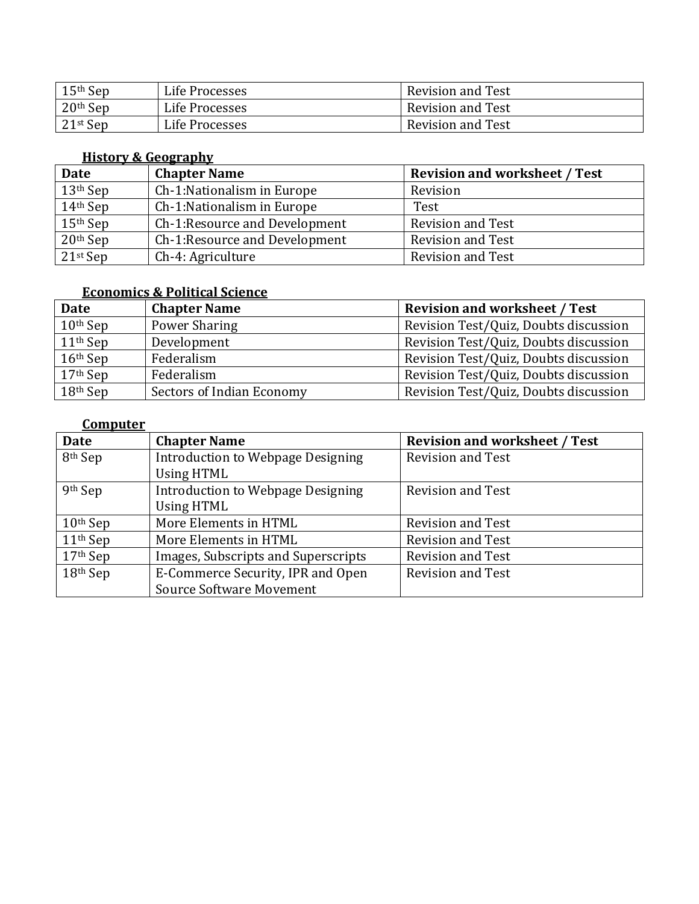| | | |
|---|---|---|
| 15th Sep | Life Processes | Revision and Test |
| 20th Sep | Life Processes | Revision and Test |
| 21st Sep | Life Processes | Revision and Test |

**History & Geography**

| Date | Chapter Name | Revision and worksheet / Test |
|---|---|---|
| 13th Sep | Ch-1:Nationalism in Europe | Revision |
| 14th Sep | Ch-1:Nationalism in Europe | Test |
| 15th Sep | Ch-1:Resource and Development | Revision and Test |
| 20th Sep | Ch-1:Resource and Development | Revision and Test |
| 21st Sep | Ch-4: Agriculture | Revision and Test |

**Economics & Political Science**

| Date | Chapter Name | Revision and worksheet / Test |
|---|---|---|
| 10th Sep | Power Sharing | Revision Test/Quiz, Doubts discussion |
| 11th Sep | Development | Revision Test/Quiz, Doubts discussion |
| 16th Sep | Federalism | Revision Test/Quiz, Doubts discussion |
| 17th Sep | Federalism | Revision Test/Quiz, Doubts discussion |
| 18th Sep | Sectors of Indian Economy | Revision Test/Quiz, Doubts discussion |

**Computer**

| Date | Chapter Name | Revision and worksheet / Test |
|---|---|---|
| 8th Sep | Introduction to Webpage Designing Using HTML | Revision and Test |
| 9th Sep | Introduction to Webpage Designing Using HTML | Revision and Test |
| 10th Sep | More Elements in HTML | Revision and Test |
| 11th Sep | More Elements in HTML | Revision and Test |
| 17th Sep | Images, Subscripts and Superscripts | Revision and Test |
| 18th Sep | E-Commerce Security, IPR and Open Source Software Movement | Revision and Test |